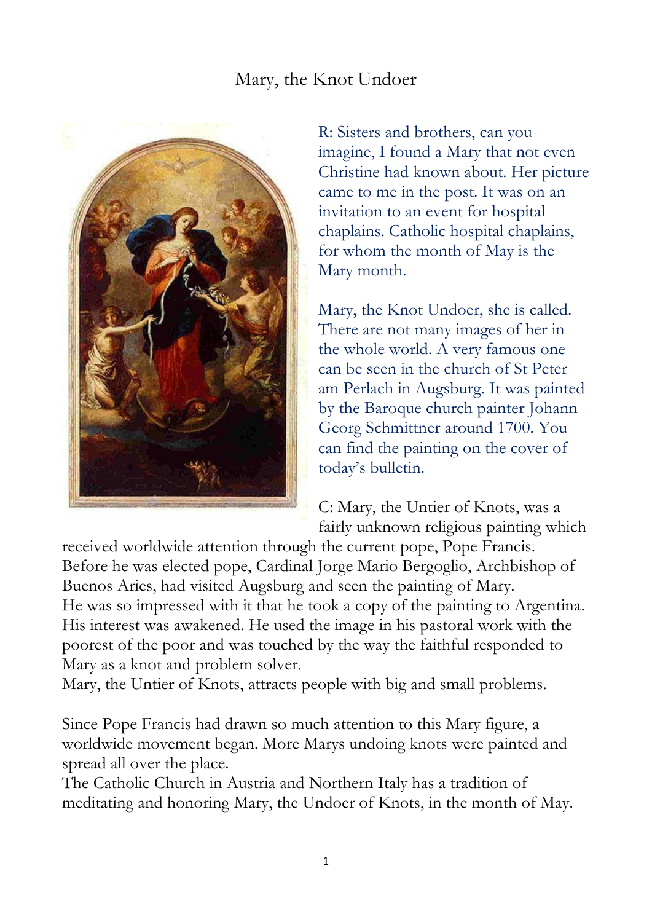# Mary, the Knot Undoer

R: Sisters and brothers, can you imagine, I found a Mary that not even Christine had known about. Her picture came to me in the post. It was on an invitation to an event for hospital chaplains. Catholic hospital chaplains, for whom the month of May is the Mary month.

Mary, the Knot Undoer, she is called. There are not many images of her in the whole world. A very famous one can be seen in the church of St Peter am Perlach in Augsburg. It was painted by the Baroque church painter Johann Georg Schmittner around 1700. You can find the painting on the cover of today's bulletin.

C: Mary, the Untier of Knots, was a fairly unknown religious painting which received worldwide attention through the current pope, Pope Francis. Before he was elected pope, Cardinal Jorge Mario Bergoglio, Archbishop of Buenos Aries, had visited Augsburg and seen the painting of Mary.
He was so impressed with it that he took a copy of the painting to Argentina. His interest was awakened. He used the image in his pastoral work with the poorest of the poor and was touched by the way the faithful responded to Mary as a knot and problem solver.
Mary, the Untier of Knots, attracts people with big and small problems.

Since Pope Francis had drawn so much attention to this Mary figure, a worldwide movement began. More Marys undoing knots were painted and spread all over the place.
The Catholic Church in Austria and Northern Italy has a tradition of meditating and honoring Mary, the Undoer of Knots, in the month of May.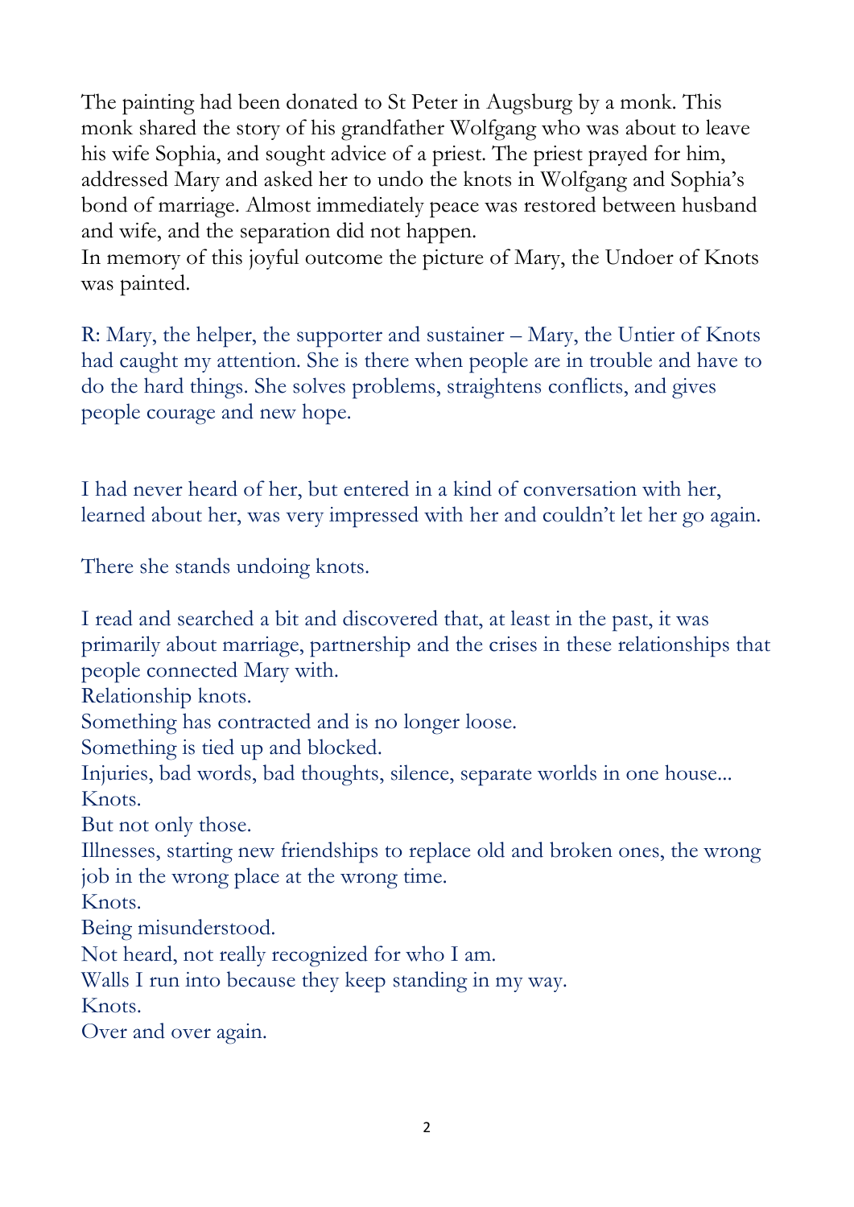The painting had been donated to St Peter in Augsburg by a monk. This monk shared the story of his grandfather Wolfgang who was about to leave his wife Sophia, and sought advice of a priest. The priest prayed for him, addressed Mary and asked her to undo the knots in Wolfgang and Sophia's bond of marriage. Almost immediately peace was restored between husband and wife, and the separation did not happen.
In memory of this joyful outcome the picture of Mary, the Undoer of Knots was painted.

R: Mary, the helper, the supporter and sustainer – Mary, the Untier of Knots had caught my attention. She is there when people are in trouble and have to do the hard things. She solves problems, straightens conflicts, and gives people courage and new hope.

I had never heard of her, but entered in a kind of conversation with her, learned about her, was very impressed with her and couldn't let her go again.

There she stands undoing knots.

I read and searched a bit and discovered that, at least in the past, it was primarily about marriage, partnership and the crises in these relationships that people connected Mary with.
Relationship knots.
Something has contracted and is no longer loose.
Something is tied up and blocked.
Injuries, bad words, bad thoughts, silence, separate worlds in one house...
Knots.
But not only those.
Illnesses, starting new friendships to replace old and broken ones, the wrong job in the wrong place at the wrong time.
Knots.
Being misunderstood.
Not heard, not really recognized for who I am.
Walls I run into because they keep standing in my way.
Knots.
Over and over again.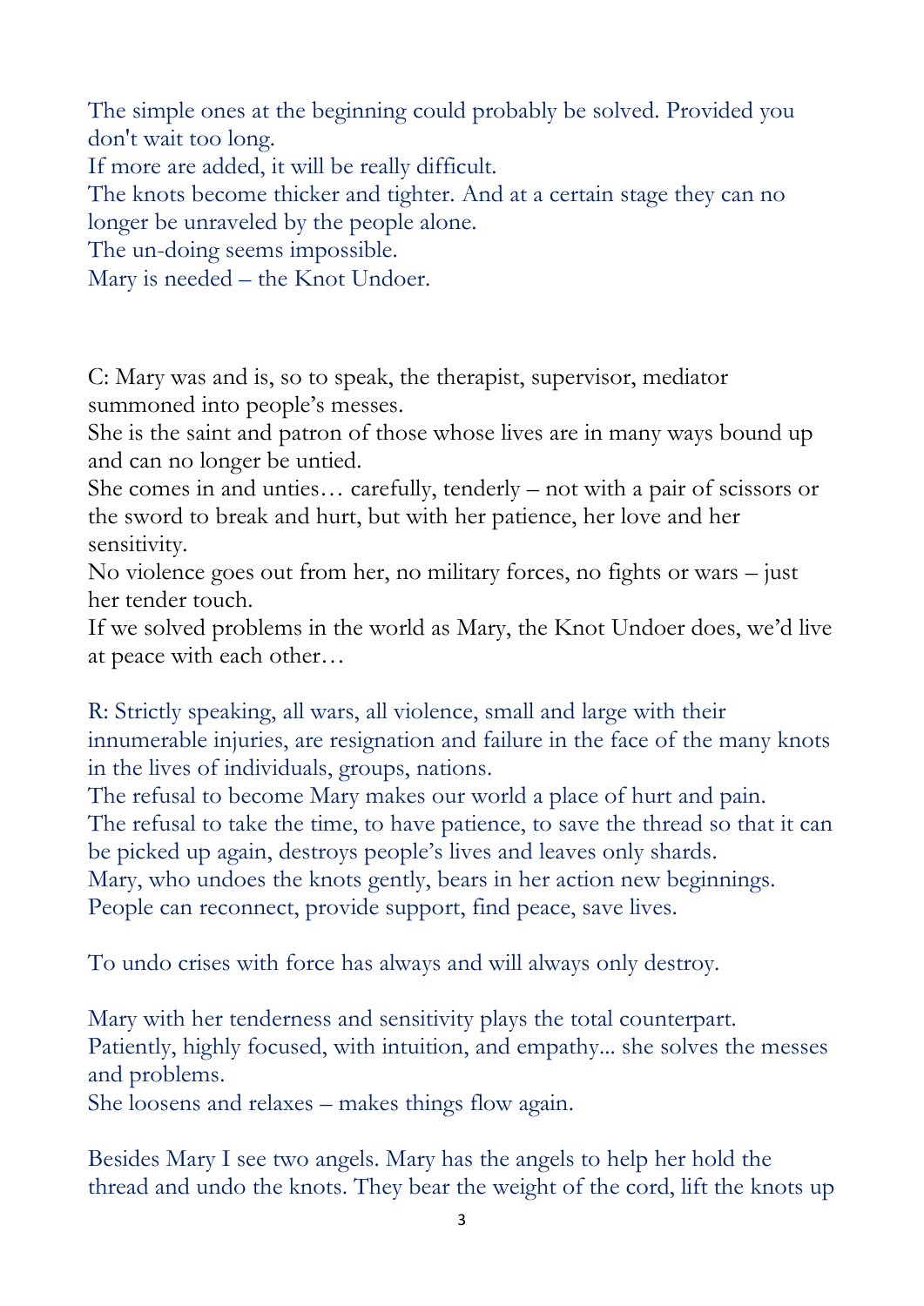The simple ones at the beginning could probably be solved. Provided you don't wait too long.
If more are added, it will be really difficult.
The knots become thicker and tighter. And at a certain stage they can no longer be unraveled by the people alone.
The un-doing seems impossible.
Mary is needed – the Knot Undoer.

C: Mary was and is, so to speak, the therapist, supervisor, mediator summoned into people's messes.
She is the saint and patron of those whose lives are in many ways bound up and can no longer be untied.
She comes in and unties… carefully, tenderly – not with a pair of scissors or the sword to break and hurt, but with her patience, her love and her sensitivity.
No violence goes out from her, no military forces, no fights or wars – just her tender touch.
If we solved problems in the world as Mary, the Knot Undoer does, we'd live at peace with each other…

R: Strictly speaking, all wars, all violence, small and large with their innumerable injuries, are resignation and failure in the face of the many knots in the lives of individuals, groups, nations.
The refusal to become Mary makes our world a place of hurt and pain.
The refusal to take the time, to have patience, to save the thread so that it can be picked up again, destroys people's lives and leaves only shards.
Mary, who undoes the knots gently, bears in her action new beginnings.
People can reconnect, provide support, find peace, save lives.

To undo crises with force has always and will always only destroy.

Mary with her tenderness and sensitivity plays the total counterpart.
Patiently, highly focused, with intuition, and empathy... she solves the messes and problems.
She loosens and relaxes – makes things flow again.

Besides Mary I see two angels. Mary has the angels to help her hold the thread and undo the knots. They bear the weight of the cord, lift the knots up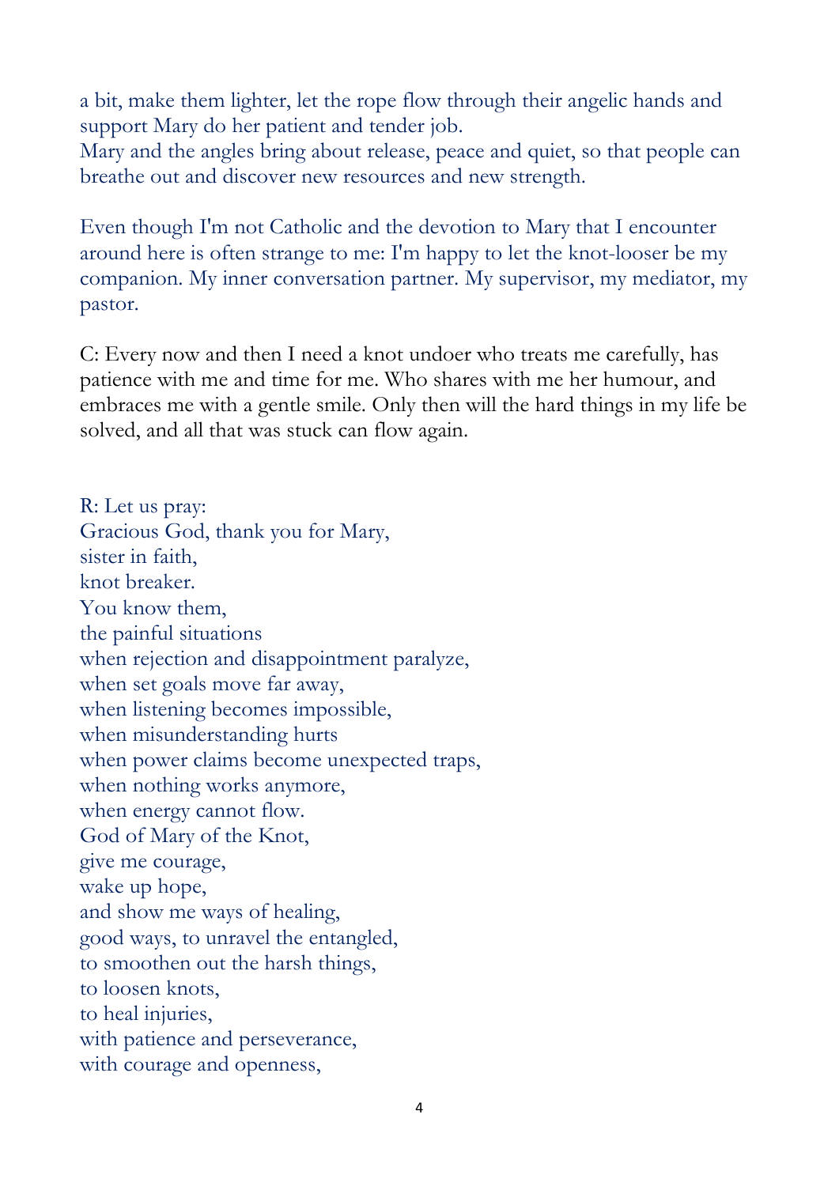a bit, make them lighter, let the rope flow through their angelic hands and support Mary do her patient and tender job.
Mary and the angles bring about release, peace and quiet, so that people can breathe out and discover new resources and new strength.

Even though I'm not Catholic and the devotion to Mary that I encounter around here is often strange to me: I'm happy to let the knot-looser be my companion. My inner conversation partner. My supervisor, my mediator, my pastor.

C: Every now and then I need a knot undoer who treats me carefully, has patience with me and time for me. Who shares with me her humour, and embraces me with a gentle smile. Only then will the hard things in my life be solved, and all that was stuck can flow again.

R: Let us pray:
Gracious God, thank you for Mary,
sister in faith,
knot breaker.
You know them,
the painful situations
when rejection and disappointment paralyze,
when set goals move far away,
when listening becomes impossible,
when misunderstanding hurts
when power claims become unexpected traps,
when nothing works anymore,
when energy cannot flow.
God of Mary of the Knot,
give me courage,
wake up hope,
and show me ways of healing,
good ways, to unravel the entangled,
to smoothen out the harsh things,
to loosen knots,
to heal injuries,
with patience and perseverance,
with courage and openness,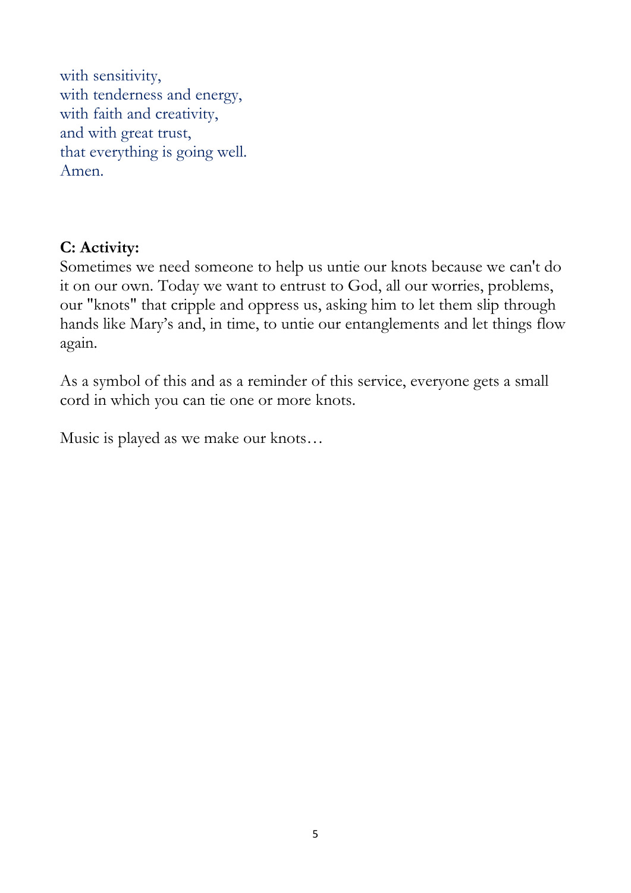with sensitivity,
with tenderness and energy,
with faith and creativity,
and with great trust,
that everything is going well.
Amen.

**C: Activity:**
Sometimes we need someone to help us untie our knots because we can't do it on our own. Today we want to entrust to God, all our worries, problems, our "knots" that cripple and oppress us, asking him to let them slip through hands like Mary's and, in time, to untie our entanglements and let things flow again.

As a symbol of this and as a reminder of this service, everyone gets a small cord in which you can tie one or more knots.

Music is played as we make our knots…